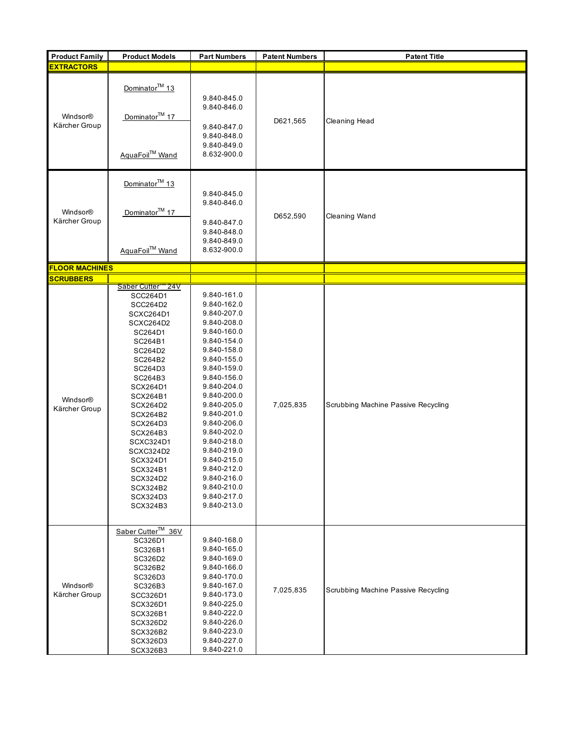| Product Family | Product Models | Part Numbers | Patent Numbers | Patent Title |
|---|---|---|---|---|
| **EXTRACTORS** | | | | |
| Windsor® Kärcher Group | Dominator™ 13<br>Dominator™ 17<br>AquaFoil™ Wand | 9.840-845.0<br>9.840-846.0<br>9.840-847.0<br>9.840-848.0<br>9.840-849.0<br>8.632-900.0 | D621,565 | Cleaning Head |
| Windsor® Kärcher Group | Dominator™ 13<br>Dominator™ 17<br>AquaFoil™ Wand | 9.840-845.0<br>9.840-846.0<br>9.840-847.0<br>9.840-848.0<br>9.840-849.0<br>8.632-900.0 | D652,590 | Cleaning Wand |
| **FLOOR MACHINES** | | | | |
| **SCRUBBERS** | | | | |
| Windsor® Kärcher Group | Saber Cutter™ 24V<br>SCC264D1<br>SCC264D2<br>SCXC264D1<br>SCXC264D2<br>SC264D1<br>SC264B1<br>SC264D2<br>SC264B2<br>SC264D3<br>SC264B3<br>SCX264D1<br>SCX264B1<br>SCX264D2<br>SCX264B2<br>SCX264D3<br>SCX264B3<br>SCXC324D1<br>SCXC324D2<br>SCX324D1<br>SCX324B1<br>SCX324D2<br>SCX324B2<br>SCX324D3<br>SCX324B3 | 9.840-161.0<br>9.840-162.0<br>9.840-207.0<br>9.840-208.0<br>9.840-160.0<br>9.840-154.0<br>9.840-158.0<br>9.840-155.0<br>9.840-159.0<br>9.840-156.0<br>9.840-204.0<br>9.840-200.0<br>9.840-205.0<br>9.840-201.0<br>9.840-206.0<br>9.840-202.0<br>9.840-218.0<br>9.840-219.0<br>9.840-215.0<br>9.840-212.0<br>9.840-216.0<br>9.840-210.0<br>9.840-217.0<br>9.840-213.0 | 7,025,835 | Scrubbing Machine Passive Recycling |
| Windsor® Kärcher Group | Saber Cutter™ 36V<br>SC326D1<br>SC326B1<br>SC326D2<br>SC326B2<br>SC326D3<br>SC326B3<br>SCC326D1<br>SCX326D1<br>SCX326B1<br>SCX326D2<br>SCX326B2<br>SCX326D3<br>SCX326B3 | 9.840-168.0<br>9.840-165.0<br>9.840-169.0<br>9.840-166.0<br>9.840-170.0<br>9.840-167.0<br>9.840-173.0<br>9.840-225.0<br>9.840-222.0<br>9.840-226.0<br>9.840-223.0<br>9.840-227.0<br>9.840-221.0 | 7,025,835 | Scrubbing Machine Passive Recycling |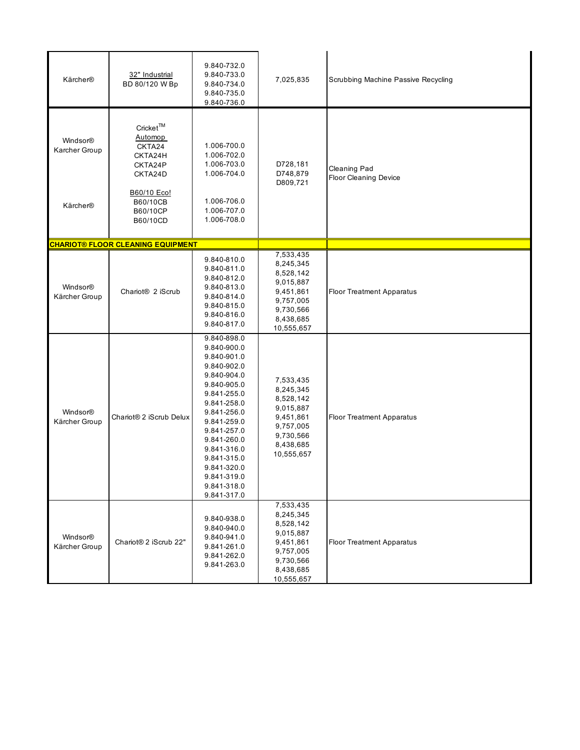| | | | | |
|---|---|---|---|---|
| Kärcher® | 32" Industrial<br>BD 80/120 W Bp | 9.840-732.0<br>9.840-733.0<br>9.840-734.0<br>9.840-735.0<br>9.840-736.0 | 7,025,835 | Scrubbing Machine Passive Recycling |
| Windsor®<br>Karcher Group<br><br>Kärcher® | Cricket™<br>Automop<br>CKTA24<br>CKTA24H<br>CKTA24P<br>CKTA24D<br><br>B60/10 Eco!<br>B60/10CB<br>B60/10CP<br>B60/10CD | 1.006-700.0<br>1.006-702.0<br>1.006-703.0<br>1.006-704.0<br><br>1.006-706.0<br>1.006-707.0<br>1.006-708.0 | D728,181<br>D748,879<br>D809,721 | Cleaning Pad<br>Floor Cleaning Device |
| **CHARIOT® FLOOR CLEANING EQUIPMENT** | | | | |
| Windsor®<br>Kärcher Group | Chariot® 2 iScrub | 9.840-810.0<br>9.840-811.0<br>9.840-812.0<br>9.840-813.0<br>9.840-814.0<br>9.840-815.0<br>9.840-816.0<br>9.840-817.0 | 7,533,435<br>8,245,345<br>8,528,142<br>9,015,887<br>9,451,861<br>9,757,005<br>9,730,566<br>8,438,685<br>10,555,657 | Floor Treatment Apparatus |
| Windsor®<br>Kärcher Group | Chariot® 2 iScrub Delux | 9.840-898.0<br>9.840-900.0<br>9.840-901.0<br>9.840-902.0<br>9.840-904.0<br>9.840-905.0<br>9.841-255.0<br>9.841-258.0<br>9.841-256.0<br>9.841-259.0<br>9.841-257.0<br>9.841-260.0<br>9.841-316.0<br>9.841-315.0<br>9.841-320.0<br>9.841-319.0<br>9.841-318.0<br>9.841-317.0 | 7,533,435<br>8,245,345<br>8,528,142<br>9,015,887<br>9,451,861<br>9,757,005<br>9,730,566<br>8,438,685<br>10,555,657 | Floor Treatment Apparatus |
| Windsor®<br>Kärcher Group | Chariot® 2 iScrub 22" | 9.840-938.0<br>9.840-940.0<br>9.840-941.0<br>9.841-261.0<br>9.841-262.0<br>9.841-263.0 | 7,533,435<br>8,245,345<br>8,528,142<br>9,015,887<br>9,451,861<br>9,757,005<br>9,730,566<br>8,438,685<br>10,555,657 | Floor Treatment Apparatus |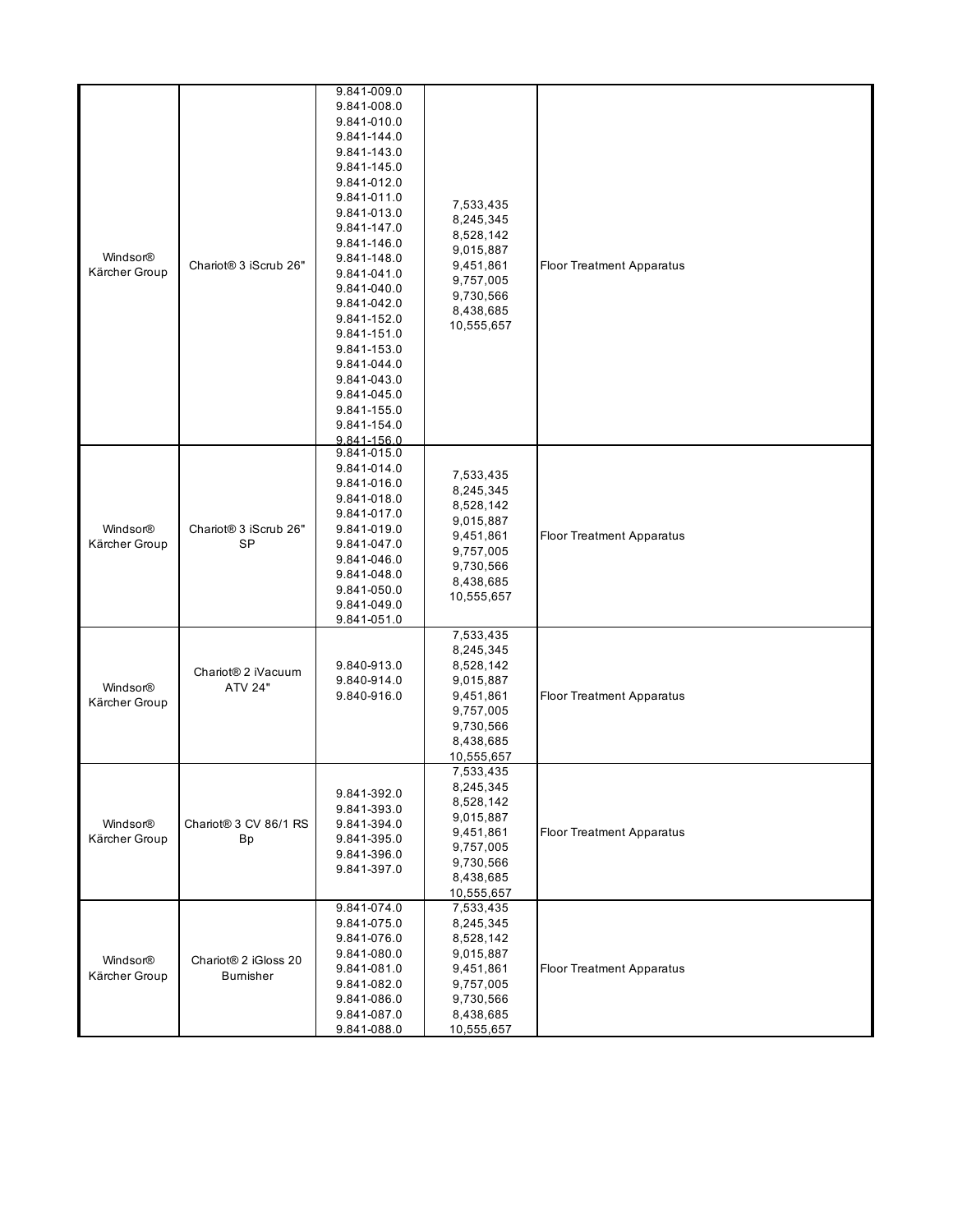| Windsor® Kärcher Group | Chariot® 3 iScrub 26" | 9.841-009.0<br>9.841-008.0<br>9.841-010.0<br>9.841-144.0<br>9.841-143.0<br>9.841-145.0<br>9.841-012.0<br>9.841-011.0<br>9.841-013.0<br>9.841-147.0<br>9.841-146.0<br>9.841-148.0<br>9.841-041.0<br>9.841-040.0<br>9.841-042.0<br>9.841-152.0<br>9.841-151.0<br>9.841-153.0<br>9.841-044.0<br>9.841-043.0<br>9.841-045.0<br>9.841-155.0<br>9.841-154.0<br>9.841-156.0 | 7,533,435<br>8,245,345<br>8,528,142<br>9,015,887<br>9,451,861<br>9,757,005<br>9,730,566<br>8,438,685<br>10,555,657 | Floor Treatment Apparatus |
|---|---|---|---|---|
| Windsor® Kärcher Group | Chariot® 3 iScrub 26" SP | 9.841-015.0<br>9.841-014.0<br>9.841-016.0<br>9.841-018.0<br>9.841-017.0<br>9.841-019.0<br>9.841-047.0<br>9.841-046.0<br>9.841-048.0<br>9.841-050.0<br>9.841-049.0<br>9.841-051.0 | 7,533,435<br>8,245,345<br>8,528,142<br>9,015,887<br>9,451,861<br>9,757,005<br>9,730,566<br>8,438,685<br>10,555,657 | Floor Treatment Apparatus |
| Windsor® Kärcher Group | Chariot® 2 iVacuum ATV 24" | 9.840-913.0<br>9.840-914.0<br>9.840-916.0 | 7,533,435<br>8,245,345<br>8,528,142<br>9,015,887<br>9,451,861<br>9,757,005<br>9,730,566<br>8,438,685<br>10,555,657 | Floor Treatment Apparatus |
| Windsor® Kärcher Group | Chariot® 3 CV 86/1 RS Bp | 9.841-392.0<br>9.841-393.0<br>9.841-394.0<br>9.841-395.0<br>9.841-396.0<br>9.841-397.0 | 7,533,435<br>8,245,345<br>8,528,142<br>9,015,887<br>9,451,861<br>9,757,005<br>9,730,566<br>8,438,685<br>10,555,657 | Floor Treatment Apparatus |
| Windsor® Kärcher Group | Chariot® 2 iGloss 20 Burnisher | 9.841-074.0<br>9.841-075.0<br>9.841-076.0<br>9.841-080.0<br>9.841-081.0<br>9.841-082.0<br>9.841-086.0<br>9.841-087.0<br>9.841-088.0 | 7,533,435<br>8,245,345<br>8,528,142<br>9,015,887<br>9,451,861<br>9,757,005<br>9,730,566<br>8,438,685<br>10,555,657 | Floor Treatment Apparatus |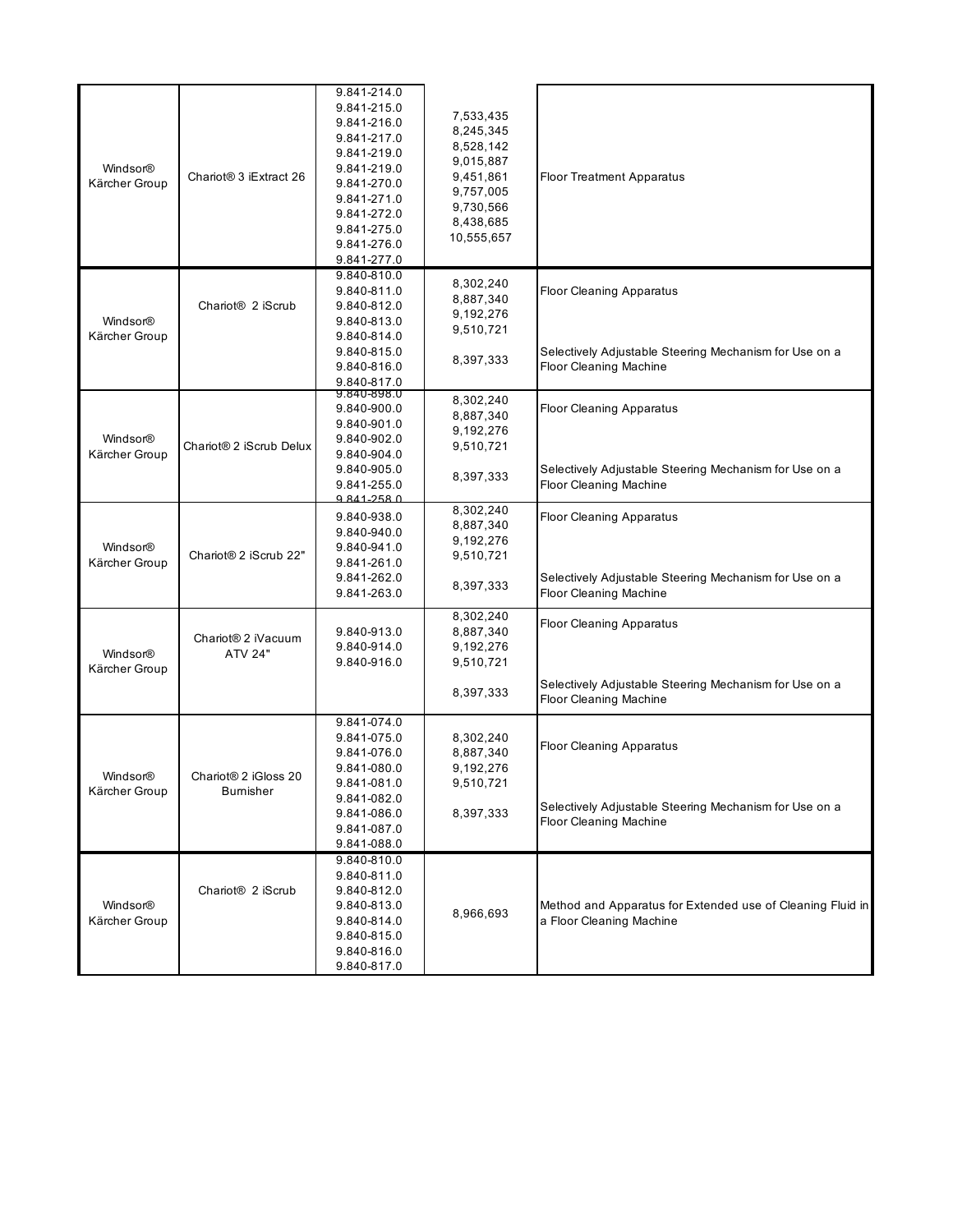| | | | | |
|---|---|---|---|---|
| Windsor® Kärcher Group | Chariot® 3 iExtract 26 | 9.841-214.0<br>9.841-215.0<br>9.841-216.0<br>9.841-217.0<br>9.841-219.0<br>9.841-219.0<br>9.841-270.0<br>9.841-271.0<br>9.841-272.0<br>9.841-275.0<br>9.841-276.0<br>9.841-277.0 | 7,533,435<br>8,245,345<br>8,528,142<br>9,015,887<br>9,451,861<br>9,757,005<br>9,730,566<br>8,438,685<br>10,555,657 | Floor Treatment Apparatus |
| Windsor® Kärcher Group | Chariot® 2 iScrub | 9.840-810.0<br>9.840-811.0<br>9.840-812.0<br>9.840-813.0<br>9.840-814.0<br>9.840-815.0<br>9.840-816.0<br>9.840-817.0 | 8,302,240<br>8,887,340<br>9,192,276<br>9,510,721<br><br>8,397,333 | Floor Cleaning Apparatus<br><br>Selectively Adjustable Steering Mechanism for Use on a Floor Cleaning Machine |
| Windsor® Kärcher Group | Chariot® 2 iScrub Delux | 9.840-898.0<br>9.840-900.0<br>9.840-901.0<br>9.840-902.0<br>9.840-904.0<br>9.840-905.0<br>9.841-255.0<br>9.841-258.0 | 8,302,240<br>8,887,340<br>9,192,276<br>9,510,721<br><br>8,397,333 | Floor Cleaning Apparatus<br><br>Selectively Adjustable Steering Mechanism for Use on a Floor Cleaning Machine |
| Windsor® Kärcher Group | Chariot® 2 iScrub 22" | 9.840-938.0<br>9.840-940.0<br>9.840-941.0<br>9.841-261.0<br>9.841-262.0<br>9.841-263.0 | 8,302,240<br>8,887,340<br>9,192,276<br>9,510,721<br><br>8,397,333 | Floor Cleaning Apparatus<br><br>Selectively Adjustable Steering Mechanism for Use on a Floor Cleaning Machine |
| Windsor® Kärcher Group | Chariot® 2 iVacuum ATV 24" | 9.840-913.0<br>9.840-914.0<br>9.840-916.0 | 8,302,240<br>8,887,340<br>9,192,276<br>9,510,721<br><br>8,397,333 | Floor Cleaning Apparatus<br><br>Selectively Adjustable Steering Mechanism for Use on a Floor Cleaning Machine |
| Windsor® Kärcher Group | Chariot® 2 iGloss 20 Burnisher | 9.841-074.0<br>9.841-075.0<br>9.841-076.0<br>9.841-080.0<br>9.841-081.0<br>9.841-082.0<br>9.841-086.0<br>9.841-087.0<br>9.841-088.0 | 8,302,240<br>8,887,340<br>9,192,276<br>9,510,721<br><br>8,397,333 | Floor Cleaning Apparatus<br><br>Selectively Adjustable Steering Mechanism for Use on a Floor Cleaning Machine |
| Windsor® Kärcher Group | Chariot® 2 iScrub | 9.840-810.0<br>9.840-811.0<br>9.840-812.0<br>9.840-813.0<br>9.840-814.0<br>9.840-815.0<br>9.840-816.0<br>9.840-817.0 | 8,966,693 | Method and Apparatus for Extended use of Cleaning Fluid in a Floor Cleaning Machine |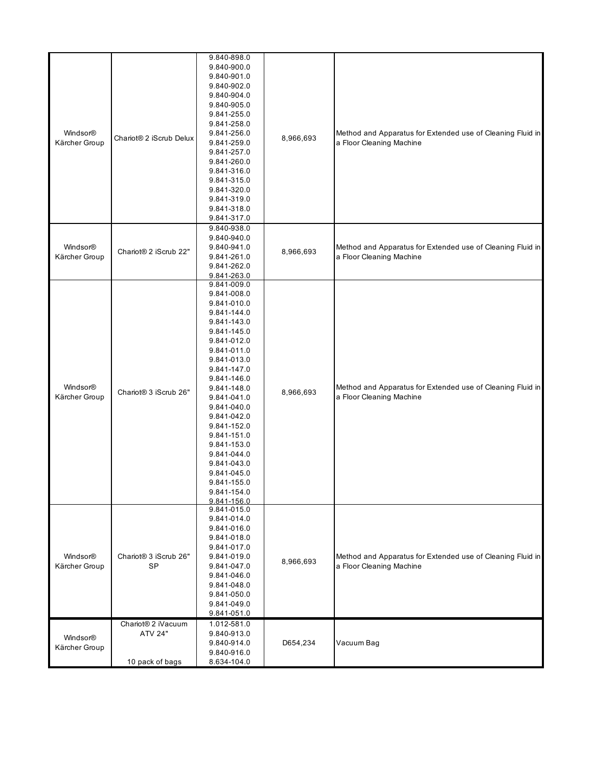| | | | | |
|---|---|---|---|---|
| Windsor® Kärcher Group | Chariot® 2 iScrub Delux | 9.840-898.0<br>9.840-900.0<br>9.840-901.0<br>9.840-902.0<br>9.840-904.0<br>9.840-905.0<br>9.841-255.0<br>9.841-258.0<br>9.841-256.0<br>9.841-259.0<br>9.841-257.0<br>9.841-260.0<br>9.841-316.0<br>9.841-315.0<br>9.841-320.0<br>9.841-319.0<br>9.841-318.0<br>9.841-317.0 | 8,966,693 | Method and Apparatus for Extended use of Cleaning Fluid in a Floor Cleaning Machine |
| Windsor® Kärcher Group | Chariot® 2 iScrub 22" | 9.840-938.0<br>9.840-940.0<br>9.840-941.0<br>9.841-261.0<br>9.841-262.0<br>9.841-263.0 | 8,966,693 | Method and Apparatus for Extended use of Cleaning Fluid in a Floor Cleaning Machine |
| Windsor® Kärcher Group | Chariot® 3 iScrub 26" | 9.841-009.0<br>9.841-008.0<br>9.841-010.0<br>9.841-144.0<br>9.841-143.0<br>9.841-145.0<br>9.841-012.0<br>9.841-011.0<br>9.841-013.0<br>9.841-147.0<br>9.841-146.0<br>9.841-148.0<br>9.841-041.0<br>9.841-040.0<br>9.841-042.0<br>9.841-152.0<br>9.841-151.0<br>9.841-153.0<br>9.841-044.0<br>9.841-043.0<br>9.841-045.0<br>9.841-155.0<br>9.841-154.0<br>9.841-156.0 | 8,966,693 | Method and Apparatus for Extended use of Cleaning Fluid in a Floor Cleaning Machine |
| Windsor® Kärcher Group | Chariot® 3 iScrub 26" SP | 9.841-015.0<br>9.841-014.0<br>9.841-016.0<br>9.841-018.0<br>9.841-017.0<br>9.841-019.0<br>9.841-047.0<br>9.841-046.0<br>9.841-048.0<br>9.841-050.0<br>9.841-049.0<br>9.841-051.0 | 8,966,693 | Method and Apparatus for Extended use of Cleaning Fluid in a Floor Cleaning Machine |
| Windsor® Kärcher Group | Chariot® 2 iVacuum ATV 24"<br><br>10 pack of bags | 1.012-581.0<br>9.840-913.0<br>9.840-914.0<br>9.840-916.0<br>8.634-104.0 | D654,234 | Vacuum Bag |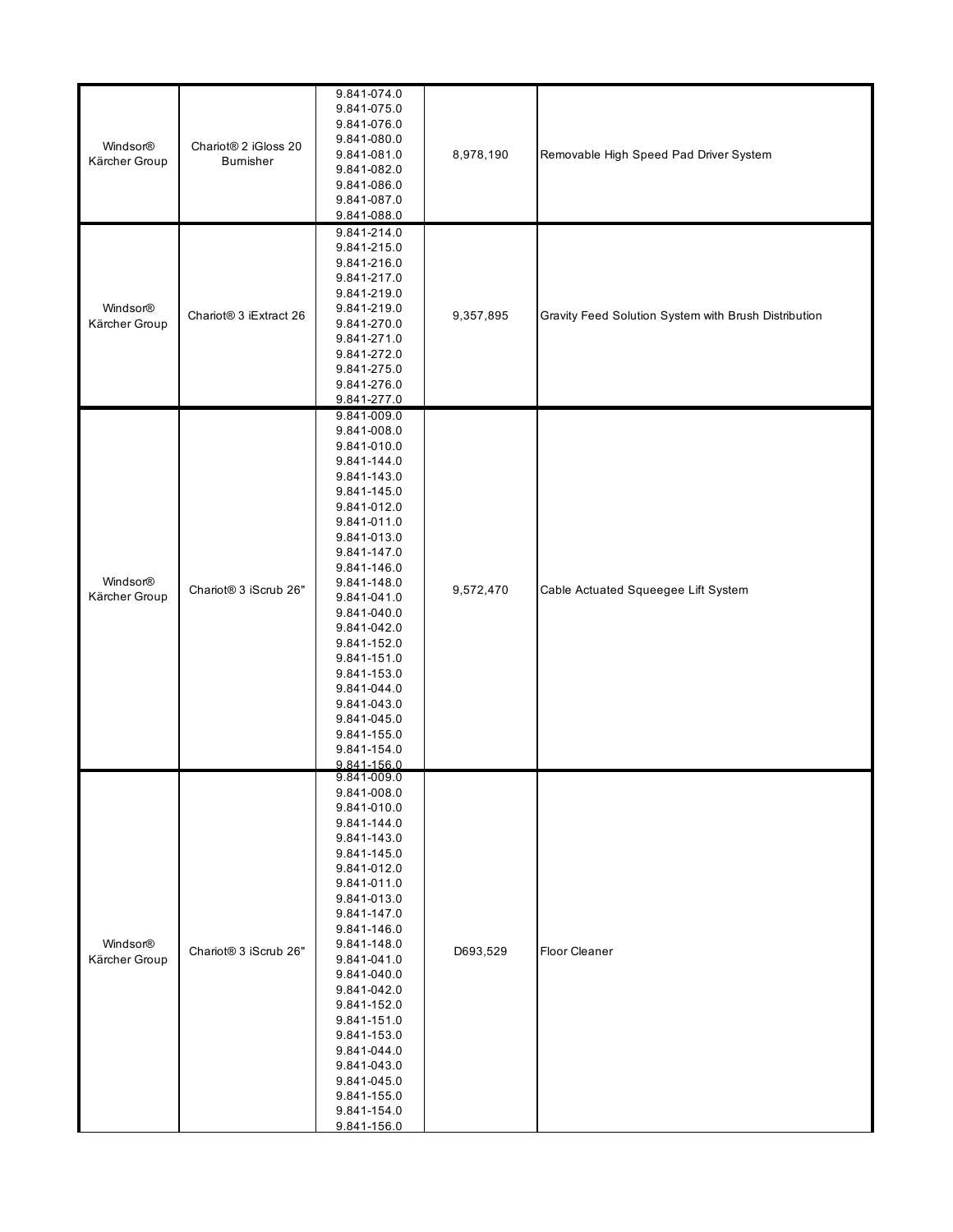| | | | | |
|---|---|---|---|---|
| Windsor® Kärcher Group | Chariot® 2 iGloss 20 Burnisher | 9.841-074.0<br>9.841-075.0<br>9.841-076.0<br>9.841-080.0<br>9.841-081.0<br>9.841-082.0<br>9.841-086.0<br>9.841-087.0<br>9.841-088.0 | 8,978,190 | Removable High Speed Pad Driver System |
| Windsor® Kärcher Group | Chariot® 3 iExtract 26 | 9.841-214.0<br>9.841-215.0<br>9.841-216.0<br>9.841-217.0<br>9.841-219.0<br>9.841-219.0<br>9.841-270.0<br>9.841-271.0<br>9.841-272.0<br>9.841-275.0<br>9.841-276.0<br>9.841-277.0 | 9,357,895 | Gravity Feed Solution System with Brush Distribution |
| Windsor® Kärcher Group | Chariot® 3 iScrub 26" | 9.841-009.0<br>9.841-008.0<br>9.841-010.0<br>9.841-144.0<br>9.841-143.0<br>9.841-145.0<br>9.841-012.0<br>9.841-011.0<br>9.841-013.0<br>9.841-147.0<br>9.841-146.0<br>9.841-148.0<br>9.841-041.0<br>9.841-040.0<br>9.841-042.0<br>9.841-152.0<br>9.841-151.0<br>9.841-153.0<br>9.841-044.0<br>9.841-043.0<br>9.841-045.0<br>9.841-155.0<br>9.841-154.0<br>9.841-156.0 | 9,572,470 | Cable Actuated Squeegee Lift System |
| Windsor® Kärcher Group | Chariot® 3 iScrub 26" | 9.841-009.0<br>9.841-008.0<br>9.841-010.0<br>9.841-144.0<br>9.841-143.0<br>9.841-145.0<br>9.841-012.0<br>9.841-011.0<br>9.841-013.0<br>9.841-147.0<br>9.841-146.0<br>9.841-148.0<br>9.841-041.0<br>9.841-040.0<br>9.841-042.0<br>9.841-152.0<br>9.841-151.0<br>9.841-153.0<br>9.841-044.0<br>9.841-043.0<br>9.841-045.0<br>9.841-155.0<br>9.841-154.0<br>9.841-156.0 | D693,529 | Floor Cleaner |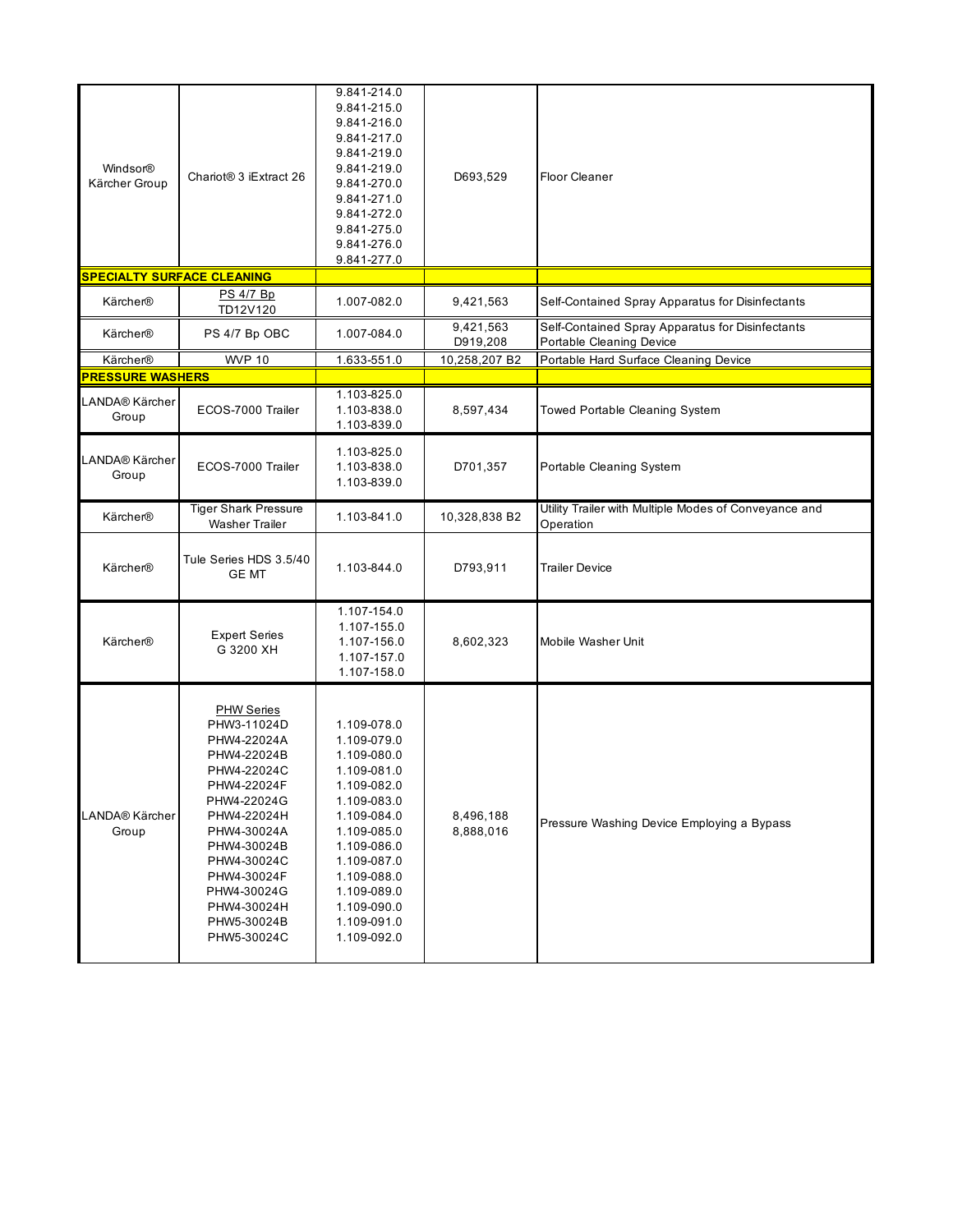| | | | | |
|---|---|---|---|---|
| Windsor® Kärcher Group | Chariot® 3 iExtract 26 | 9.841-214.0<br>9.841-215.0<br>9.841-216.0<br>9.841-217.0<br>9.841-219.0<br>9.841-219.0<br>9.841-270.0<br>9.841-271.0<br>9.841-272.0<br>9.841-275.0<br>9.841-276.0<br>9.841-277.0 | D693,529 | Floor Cleaner |
| **SPECIALTY SURFACE CLEANING** | | | | |
| Kärcher® | PS 4/7 Bp<br>TD12V120 | 1.007-082.0 | 9,421,563 | Self-Contained Spray Apparatus for Disinfectants |
| Kärcher® | PS 4/7 Bp OBC | 1.007-084.0 | 9,421,563<br>D919,208 | Self-Contained Spray Apparatus for Disinfectants<br>Portable Cleaning Device |
| Kärcher® | WVP 10 | 1.633-551.0 | 10,258,207 B2 | Portable Hard Surface Cleaning Device |
| **PRESSURE WASHERS** | | | | |
| LANDA® Kärcher Group | ECOS-7000 Trailer | 1.103-825.0<br>1.103-838.0<br>1.103-839.0 | 8,597,434 | Towed Portable Cleaning System |
| LANDA® Kärcher Group | ECOS-7000 Trailer | 1.103-825.0<br>1.103-838.0<br>1.103-839.0 | D701,357 | Portable Cleaning System |
| Kärcher® | Tiger Shark Pressure Washer Trailer | 1.103-841.0 | 10,328,838 B2 | Utility Trailer with Multiple Modes of Conveyance and Operation |
| Kärcher® | Tule Series HDS 3.5/40 GE MT | 1.103-844.0 | D793,911 | Trailer Device |
| Kärcher® | Expert Series<br>G 3200 XH | 1.107-154.0<br>1.107-155.0<br>1.107-156.0<br>1.107-157.0<br>1.107-158.0 | 8,602,323 | Mobile Washer Unit |
| LANDA® Kärcher Group | PHW Series<br>PHW3-11024D<br>PHW4-22024A<br>PHW4-22024B<br>PHW4-22024C<br>PHW4-22024F<br>PHW4-22024G<br>PHW4-22024H<br>PHW4-30024A<br>PHW4-30024B<br>PHW4-30024C<br>PHW4-30024F<br>PHW4-30024G<br>PHW4-30024H<br>PHW5-30024B<br>PHW5-30024C | 1.109-078.0<br>1.109-079.0<br>1.109-080.0<br>1.109-081.0<br>1.109-082.0<br>1.109-083.0<br>1.109-084.0<br>1.109-085.0<br>1.109-086.0<br>1.109-087.0<br>1.109-088.0<br>1.109-089.0<br>1.109-090.0<br>1.109-091.0<br>1.109-092.0 | 8,496,188<br>8,888,016 | Pressure Washing Device Employing a Bypass |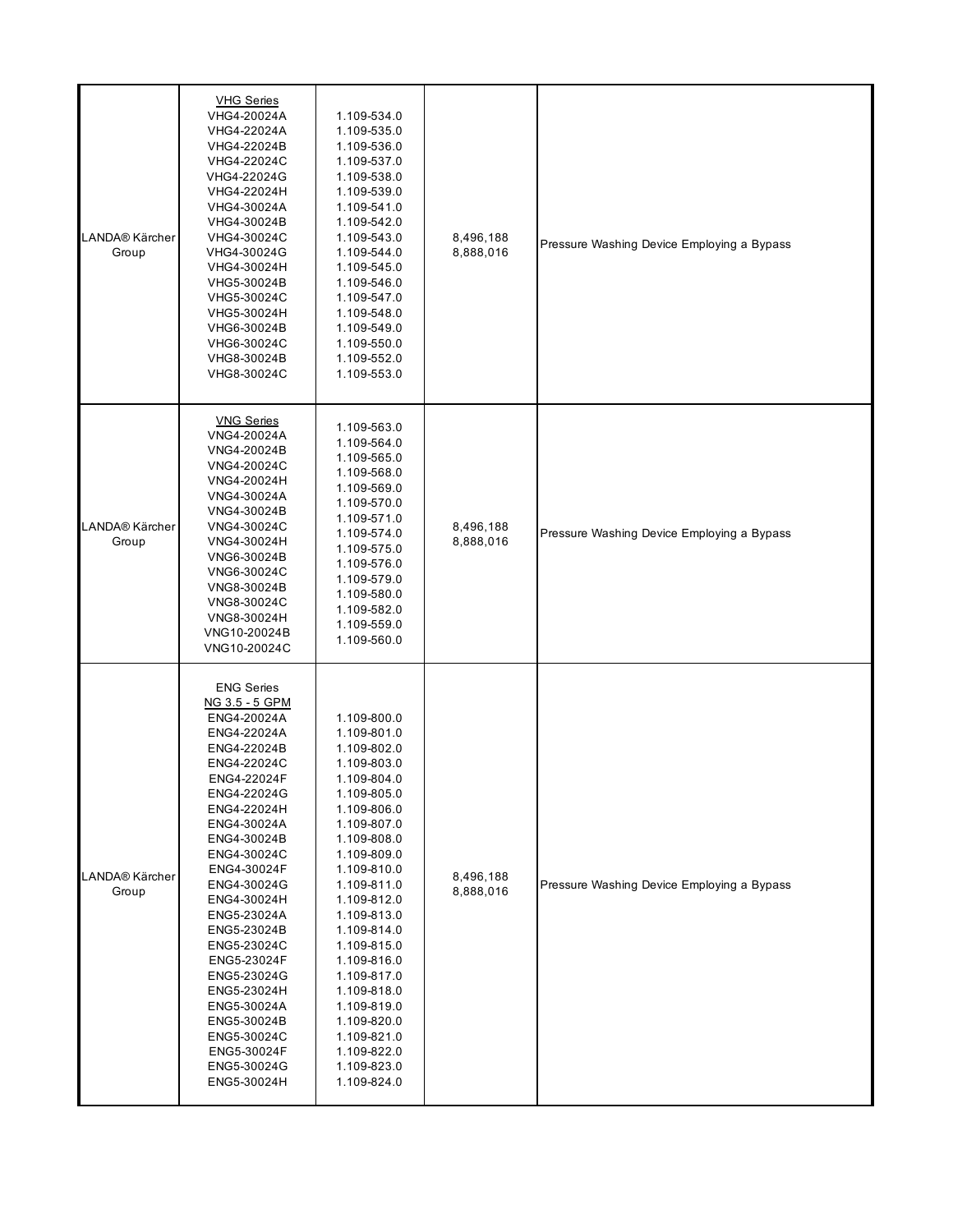| | | | | |
|---|---|---|---|---|
| LANDA® Kärcher Group | VHG Series<br>VHG4-20024A<br>VHG4-22024A<br>VHG4-22024B<br>VHG4-22024C<br>VHG4-22024G<br>VHG4-22024H<br>VHG4-30024A<br>VHG4-30024B<br>VHG4-30024C<br>VHG4-30024G<br>VHG4-30024H<br>VHG5-30024B<br>VHG5-30024C<br>VHG5-30024H<br>VHG6-30024B<br>VHG6-30024C<br>VHG8-30024B<br>VHG8-30024C | 1.109-534.0<br>1.109-535.0<br>1.109-536.0<br>1.109-537.0<br>1.109-538.0<br>1.109-539.0<br>1.109-541.0<br>1.109-542.0<br>1.109-543.0<br>1.109-544.0<br>1.109-545.0<br>1.109-546.0<br>1.109-547.0<br>1.109-548.0<br>1.109-549.0<br>1.109-550.0<br>1.109-552.0<br>1.109-553.0 | 8,496,188<br>8,888,016 | Pressure Washing Device Employing a Bypass |
| LANDA® Kärcher Group | VNG Series<br>VNG4-20024A<br>VNG4-20024B<br>VNG4-20024C<br>VNG4-20024H<br>VNG4-30024A<br>VNG4-30024B<br>VNG4-30024C<br>VNG4-30024H<br>VNG6-30024B<br>VNG6-30024C<br>VNG8-30024B<br>VNG8-30024C<br>VNG8-30024H<br>VNG10-20024B<br>VNG10-20024C | 1.109-563.0<br>1.109-564.0<br>1.109-565.0<br>1.109-568.0<br>1.109-569.0<br>1.109-570.0<br>1.109-571.0<br>1.109-574.0<br>1.109-575.0<br>1.109-576.0<br>1.109-579.0<br>1.109-580.0<br>1.109-582.0<br>1.109-559.0<br>1.109-560.0 | 8,496,188<br>8,888,016 | Pressure Washing Device Employing a Bypass |
| LANDA® Kärcher Group | ENG Series<br>NG 3.5 - 5 GPM<br>ENG4-20024A<br>ENG4-22024A<br>ENG4-22024B<br>ENG4-22024C<br>ENG4-22024F<br>ENG4-22024G<br>ENG4-22024H<br>ENG4-30024A<br>ENG4-30024B<br>ENG4-30024C<br>ENG4-30024F<br>ENG4-30024G<br>ENG4-30024H<br>ENG5-23024A<br>ENG5-23024B<br>ENG5-23024C<br>ENG5-23024F<br>ENG5-23024G<br>ENG5-23024H<br>ENG5-30024A<br>ENG5-30024B<br>ENG5-30024C<br>ENG5-30024F<br>ENG5-30024G<br>ENG5-30024H | 1.109-800.0<br>1.109-801.0<br>1.109-802.0<br>1.109-803.0<br>1.109-804.0<br>1.109-805.0<br>1.109-806.0<br>1.109-807.0<br>1.109-808.0<br>1.109-809.0<br>1.109-810.0<br>1.109-811.0<br>1.109-812.0<br>1.109-813.0<br>1.109-814.0<br>1.109-815.0<br>1.109-816.0<br>1.109-817.0<br>1.109-818.0<br>1.109-819.0<br>1.109-820.0<br>1.109-821.0<br>1.109-822.0<br>1.109-823.0<br>1.109-824.0 | 8,496,188<br>8,888,016 | Pressure Washing Device Employing a Bypass |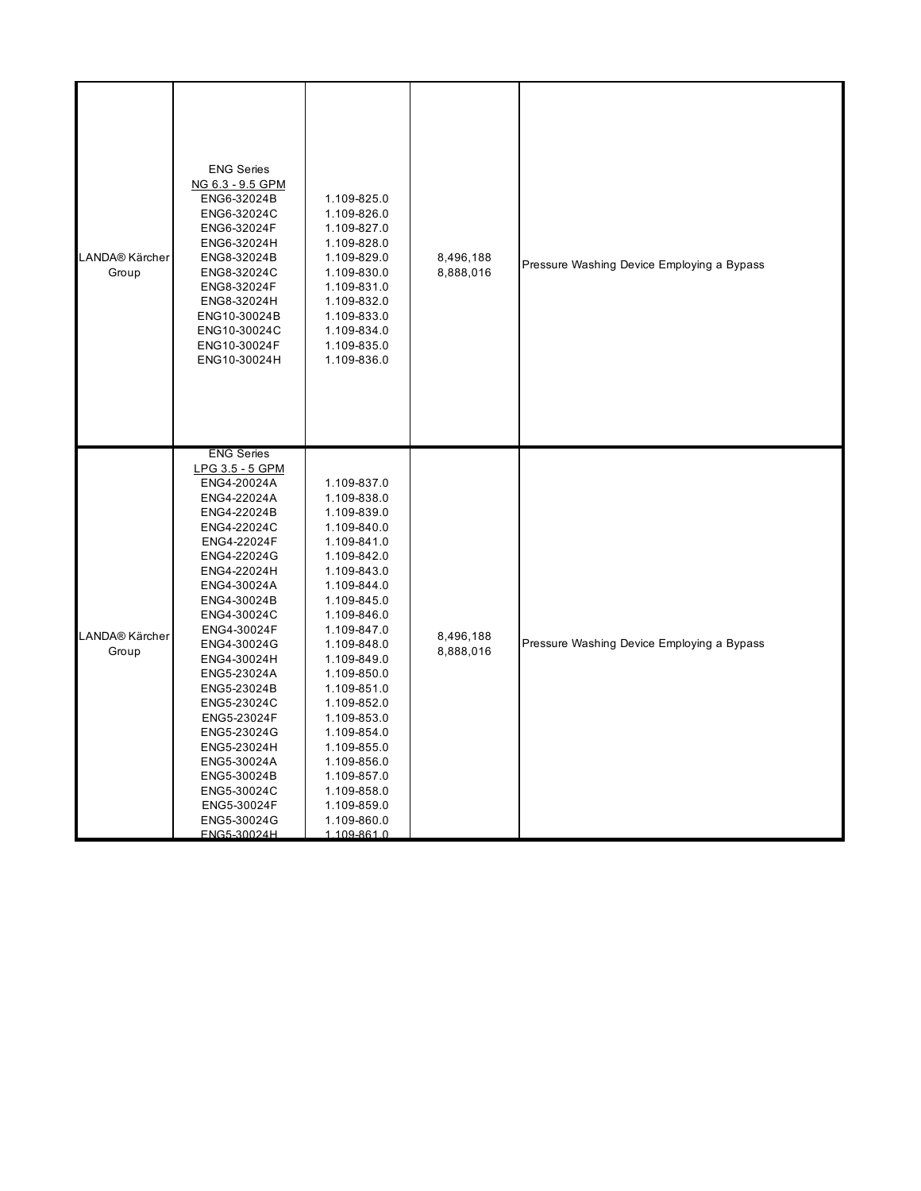| | | | | |
|---|---|---|---|---|
| LANDA® Kärcher Group | ENG Series<br>NG 6.3 - 9.5 GPM<br>ENG6-32024B<br>ENG6-32024C<br>ENG6-32024F<br>ENG6-32024H<br>ENG8-32024B<br>ENG8-32024C<br>ENG8-32024F<br>ENG8-32024H<br>ENG10-30024B<br>ENG10-30024C<br>ENG10-30024F<br>ENG10-30024H | 1.109-825.0<br>1.109-826.0<br>1.109-827.0<br>1.109-828.0<br>1.109-829.0<br>1.109-830.0<br>1.109-831.0<br>1.109-832.0<br>1.109-833.0<br>1.109-834.0<br>1.109-835.0<br>1.109-836.0 | 8,496,188<br>8,888,016 | Pressure Washing Device Employing a Bypass |
| LANDA® Kärcher Group | ENG Series<br>LPG 3.5 - 5 GPM<br>ENG4-20024A<br>ENG4-22024A<br>ENG4-22024B<br>ENG4-22024C<br>ENG4-22024F<br>ENG4-22024G<br>ENG4-22024H<br>ENG4-30024A<br>ENG4-30024B<br>ENG4-30024C<br>ENG4-30024F<br>ENG4-30024G<br>ENG4-30024H<br>ENG5-23024A<br>ENG5-23024B<br>ENG5-23024C<br>ENG5-23024F<br>ENG5-23024G<br>ENG5-23024H<br>ENG5-30024A<br>ENG5-30024B<br>ENG5-30024C<br>ENG5-30024F<br>ENG5-30024G<br>ENG5-30024H | 1.109-837.0<br>1.109-838.0<br>1.109-839.0<br>1.109-840.0<br>1.109-841.0<br>1.109-842.0<br>1.109-843.0<br>1.109-844.0<br>1.109-845.0<br>1.109-846.0<br>1.109-847.0<br>1.109-848.0<br>1.109-849.0<br>1.109-850.0<br>1.109-851.0<br>1.109-852.0<br>1.109-853.0<br>1.109-854.0<br>1.109-855.0<br>1.109-856.0<br>1.109-857.0<br>1.109-858.0<br>1.109-859.0<br>1.109-860.0<br>1.109-861.0 | 8,496,188<br>8,888,016 | Pressure Washing Device Employing a Bypass |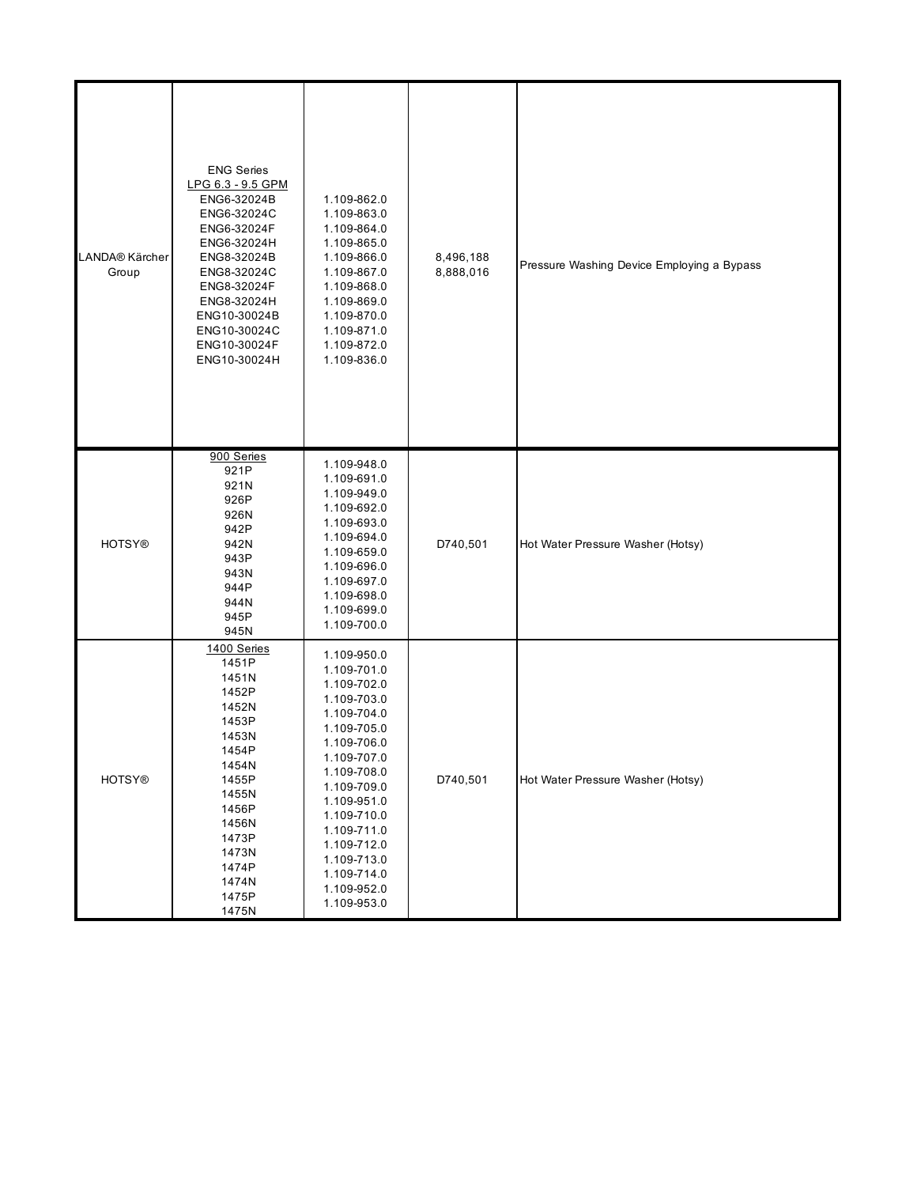| | | | | |
|---|---|---|---|---|
| LANDA® Kärcher Group | ENG Series<br>LPG 6.3 - 9.5 GPM<br>ENG6-32024B<br>ENG6-32024C<br>ENG6-32024F<br>ENG6-32024H<br>ENG8-32024B<br>ENG8-32024C<br>ENG8-32024F<br>ENG8-32024H<br>ENG10-30024B<br>ENG10-30024C<br>ENG10-30024F<br>ENG10-30024H | 1.109-862.0<br>1.109-863.0<br>1.109-864.0<br>1.109-865.0<br>1.109-866.0<br>1.109-867.0<br>1.109-868.0<br>1.109-869.0<br>1.109-870.0<br>1.109-871.0<br>1.109-872.0<br>1.109-836.0 | 8,496,188<br>8,888,016 | Pressure Washing Device Employing a Bypass |
| HOTSY® | 900 Series<br>921P<br>921N<br>926P<br>926N<br>942P<br>942N<br>943P<br>943N<br>944P<br>944N<br>945P<br>945N | 1.109-948.0<br>1.109-691.0<br>1.109-949.0<br>1.109-692.0<br>1.109-693.0<br>1.109-694.0<br>1.109-659.0<br>1.109-696.0<br>1.109-697.0<br>1.109-698.0<br>1.109-699.0<br>1.109-700.0 | D740,501 | Hot Water Pressure Washer (Hotsy) |
| HOTSY® | 1400 Series<br>1451P<br>1451N<br>1452P<br>1452N<br>1453P<br>1453N<br>1454P<br>1454N<br>1455P<br>1455N<br>1456P<br>1456N<br>1473P<br>1473N<br>1474P<br>1474N<br>1475P<br>1475N | 1.109-950.0<br>1.109-701.0<br>1.109-702.0<br>1.109-703.0<br>1.109-704.0<br>1.109-705.0<br>1.109-706.0<br>1.109-707.0<br>1.109-708.0<br>1.109-709.0<br>1.109-951.0<br>1.109-710.0<br>1.109-711.0<br>1.109-712.0<br>1.109-713.0<br>1.109-714.0<br>1.109-952.0<br>1.109-953.0 | D740,501 | Hot Water Pressure Washer (Hotsy) |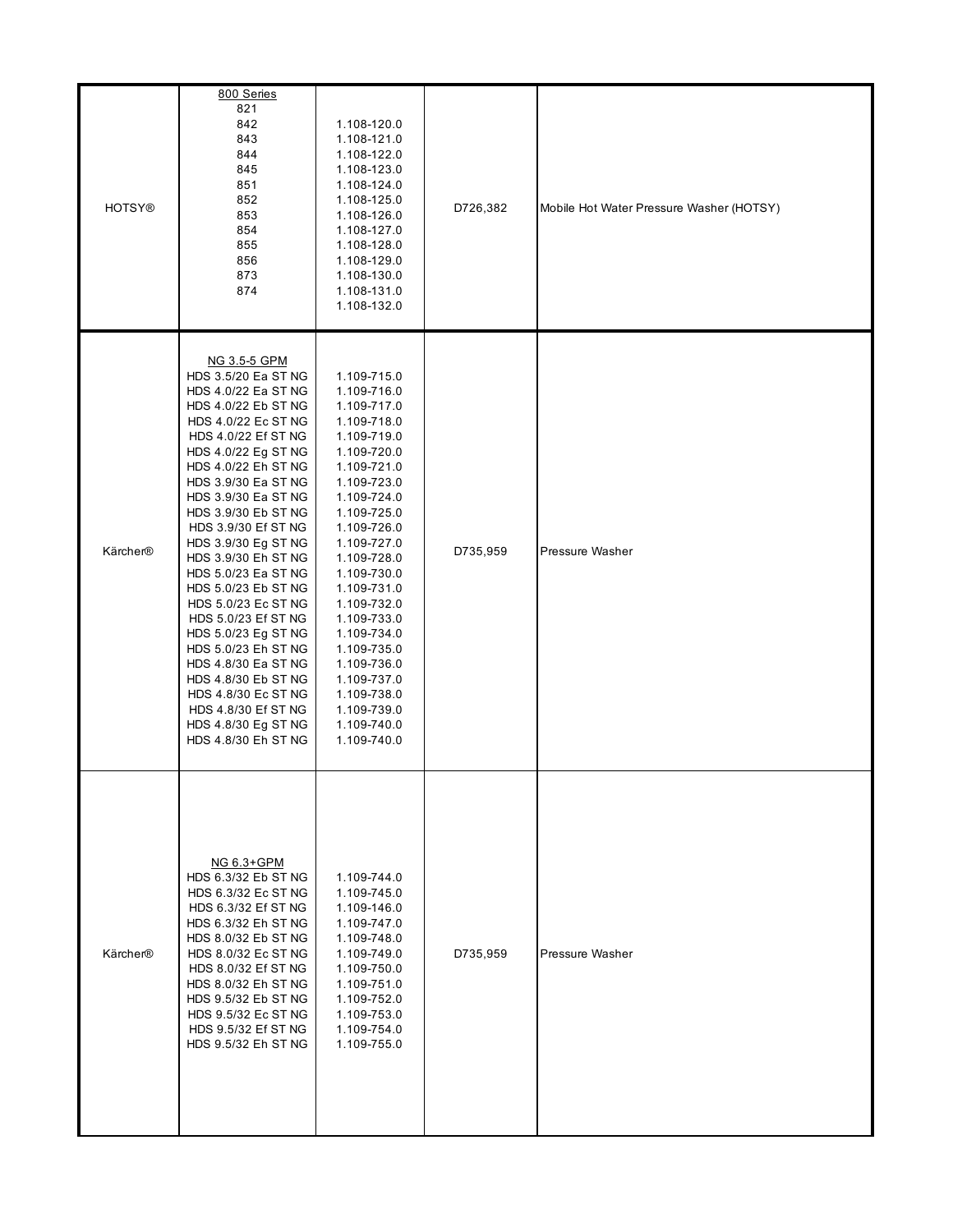| | | | | |
|---|---|---|---|---|
| HOTSY® | 800 Series<br>821<br>842<br>843<br>844<br>845<br>851<br>852<br>853<br>854<br>855<br>856<br>873<br>874 | 1.108-120.0<br>1.108-121.0<br>1.108-122.0<br>1.108-123.0<br>1.108-124.0<br>1.108-125.0<br>1.108-126.0<br>1.108-127.0<br>1.108-128.0<br>1.108-129.0<br>1.108-130.0<br>1.108-131.0<br>1.108-132.0 | D726,382 | Mobile Hot Water Pressure Washer (HOTSY) |
| Kärcher® | NG 3.5-5 GPM<br>HDS 3.5/20 Ea ST NG<br>HDS 4.0/22 Ea ST NG<br>HDS 4.0/22 Eb ST NG<br>HDS 4.0/22 Ec ST NG<br>HDS 4.0/22 Ef ST NG<br>HDS 4.0/22 Eg ST NG<br>HDS 4.0/22 Eh ST NG<br>HDS 3.9/30 Ea ST NG<br>HDS 3.9/30 Ea ST NG<br>HDS 3.9/30 Eb ST NG<br>HDS 3.9/30 Ef ST NG<br>HDS 3.9/30 Eg ST NG<br>HDS 3.9/30 Eh ST NG<br>HDS 5.0/23 Ea ST NG<br>HDS 5.0/23 Eb ST NG<br>HDS 5.0/23 Ec ST NG<br>HDS 5.0/23 Ef ST NG<br>HDS 5.0/23 Eg ST NG<br>HDS 5.0/23 Eh ST NG<br>HDS 4.8/30 Ea ST NG<br>HDS 4.8/30 Eb ST NG<br>HDS 4.8/30 Ec ST NG<br>HDS 4.8/30 Ef ST NG<br>HDS 4.8/30 Eg ST NG<br>HDS 4.8/30 Eh ST NG | 1.109-715.0<br>1.109-716.0<br>1.109-717.0<br>1.109-718.0<br>1.109-719.0<br>1.109-720.0<br>1.109-721.0<br>1.109-723.0<br>1.109-724.0<br>1.109-725.0<br>1.109-726.0<br>1.109-727.0<br>1.109-728.0<br>1.109-730.0<br>1.109-731.0<br>1.109-732.0<br>1.109-733.0<br>1.109-734.0<br>1.109-735.0<br>1.109-736.0<br>1.109-737.0<br>1.109-738.0<br>1.109-739.0<br>1.109-740.0<br>1.109-740.0 | D735,959 | Pressure Washer |
| Kärcher® | NG 6.3+GPM<br>HDS 6.3/32 Eb ST NG<br>HDS 6.3/32 Ec ST NG<br>HDS 6.3/32 Ef ST NG<br>HDS 6.3/32 Eh ST NG<br>HDS 8.0/32 Eb ST NG<br>HDS 8.0/32 Ec ST NG<br>HDS 8.0/32 Ef ST NG<br>HDS 8.0/32 Eh ST NG<br>HDS 9.5/32 Eb ST NG<br>HDS 9.5/32 Ec ST NG<br>HDS 9.5/32 Ef ST NG<br>HDS 9.5/32 Eh ST NG | 1.109-744.0<br>1.109-745.0<br>1.109-146.0<br>1.109-747.0<br>1.109-748.0<br>1.109-749.0<br>1.109-750.0<br>1.109-751.0<br>1.109-752.0<br>1.109-753.0<br>1.109-754.0<br>1.109-755.0 | D735,959 | Pressure Washer |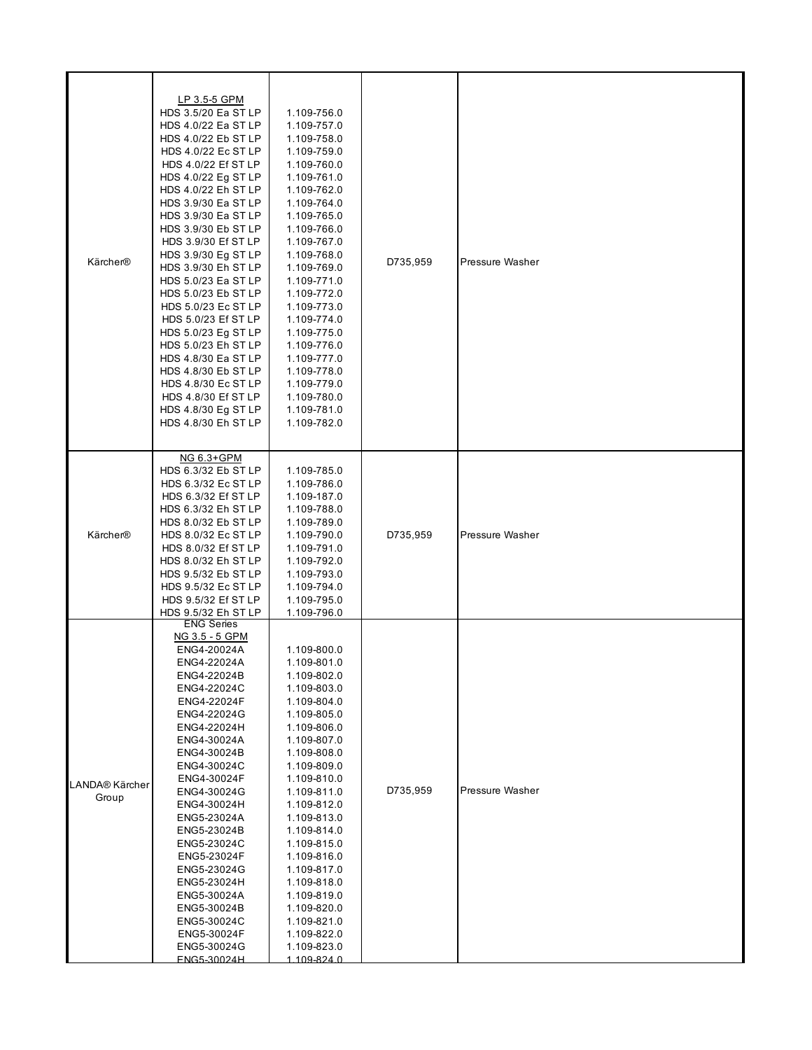| | | | | |
|---|---|---|---|---|
| Kärcher® | <u>LP 3.5-5 GPM</u><br>HDS 3.5/20 Ea ST LP<br>HDS 4.0/22 Ea ST LP<br>HDS 4.0/22 Eb ST LP<br>HDS 4.0/22 Ec ST LP<br>HDS 4.0/22 Ef ST LP<br>HDS 4.0/22 Eg ST LP<br>HDS 4.0/22 Eh ST LP<br>HDS 3.9/30 Ea ST LP<br>HDS 3.9/30 Ea ST LP<br>HDS 3.9/30 Eb ST LP<br>HDS 3.9/30 Ef ST LP<br>HDS 3.9/30 Eg ST LP<br>HDS 3.9/30 Eh ST LP<br>HDS 5.0/23 Ea ST LP<br>HDS 5.0/23 Eb ST LP<br>HDS 5.0/23 Ec ST LP<br>HDS 5.0/23 Ef ST LP<br>HDS 5.0/23 Eg ST LP<br>HDS 5.0/23 Eh ST LP<br>HDS 4.8/30 Ea ST LP<br>HDS 4.8/30 Eb ST LP<br>HDS 4.8/30 Ec ST LP<br>HDS 4.8/30 Ef ST LP<br>HDS 4.8/30 Eg ST LP<br>HDS 4.8/30 Eh ST LP | <br>1.109-756.0<br>1.109-757.0<br>1.109-758.0<br>1.109-759.0<br>1.109-760.0<br>1.109-761.0<br>1.109-762.0<br>1.109-764.0<br>1.109-765.0<br>1.109-766.0<br>1.109-767.0<br>1.109-768.0<br>1.109-769.0<br>1.109-771.0<br>1.109-772.0<br>1.109-773.0<br>1.109-774.0<br>1.109-775.0<br>1.109-776.0<br>1.109-777.0<br>1.109-778.0<br>1.109-779.0<br>1.109-780.0<br>1.109-781.0<br>1.109-782.0 | D735,959 | Pressure Washer |
| Kärcher® | <u>NG 6.3+GPM</u><br>HDS 6.3/32 Eb ST LP<br>HDS 6.3/32 Ec ST LP<br>HDS 6.3/32 Ef ST LP<br>HDS 6.3/32 Eh ST LP<br>HDS 8.0/32 Eb ST LP<br>HDS 8.0/32 Ec ST LP<br>HDS 8.0/32 Ef ST LP<br>HDS 8.0/32 Eh ST LP<br>HDS 9.5/32 Eb ST LP<br>HDS 9.5/32 Ec ST LP<br>HDS 9.5/32 Ef ST LP<br>HDS 9.5/32 Eh ST LP | <br>1.109-785.0<br>1.109-786.0<br>1.109-187.0<br>1.109-788.0<br>1.109-789.0<br>1.109-790.0<br>1.109-791.0<br>1.109-792.0<br>1.109-793.0<br>1.109-794.0<br>1.109-795.0<br>1.109-796.0 | D735,959 | Pressure Washer |
| LANDA® Kärcher Group | ENG Series<br><u>NG 3.5 - 5 GPM</u><br>ENG4-20024A<br>ENG4-22024A<br>ENG4-22024B<br>ENG4-22024C<br>ENG4-22024F<br>ENG4-22024G<br>ENG4-22024H<br>ENG4-30024A<br>ENG4-30024B<br>ENG4-30024C<br>ENG4-30024F<br>ENG4-30024G<br>ENG4-30024H<br>ENG5-23024A<br>ENG5-23024B<br>ENG5-23024C<br>ENG5-23024F<br>ENG5-23024G<br>ENG5-23024H<br>ENG5-30024A<br>ENG5-30024B<br>ENG5-30024C<br>ENG5-30024F<br>ENG5-30024G<br>ENG5-30024H | <br><br>1.109-800.0<br>1.109-801.0<br>1.109-802.0<br>1.109-803.0<br>1.109-804.0<br>1.109-805.0<br>1.109-806.0<br>1.109-807.0<br>1.109-808.0<br>1.109-809.0<br>1.109-810.0<br>1.109-811.0<br>1.109-812.0<br>1.109-813.0<br>1.109-814.0<br>1.109-815.0<br>1.109-816.0<br>1.109-817.0<br>1.109-818.0<br>1.109-819.0<br>1.109-820.0<br>1.109-821.0<br>1.109-822.0<br>1.109-823.0<br>1.109-824.0 | D735,959 | Pressure Washer |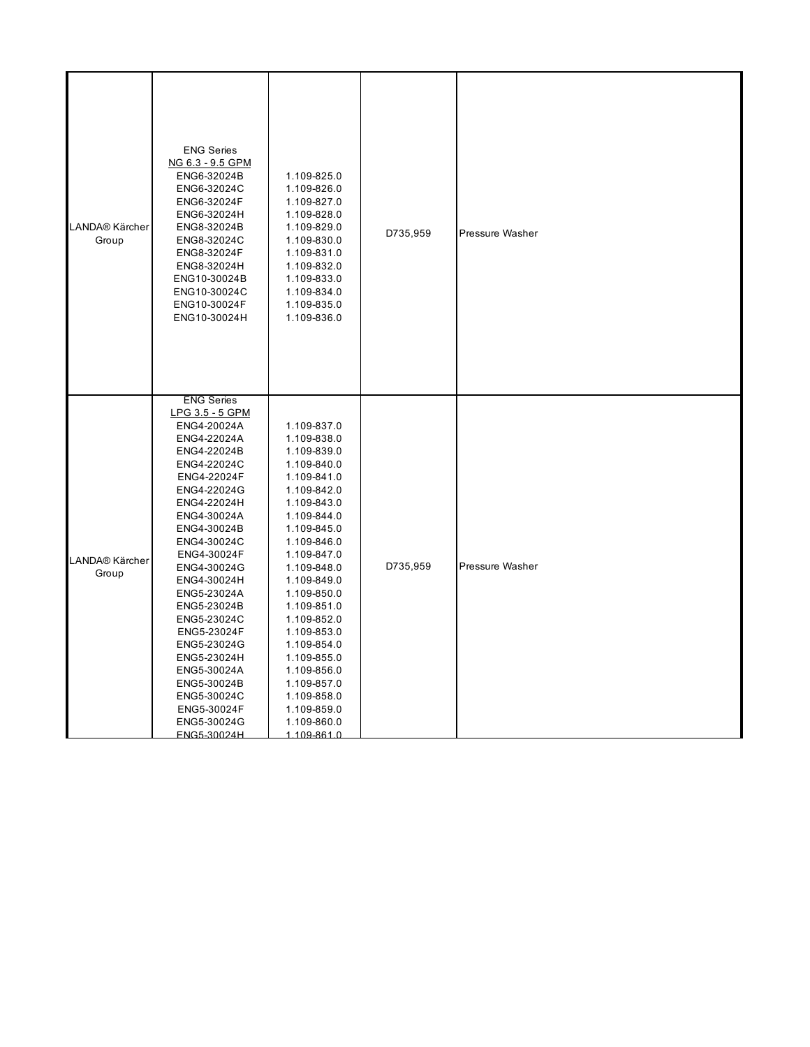| | | | | |
|---|---|---|---|---|
| LANDA® Kärcher Group | ENG Series<br>NG 6.3 - 9.5 GPM<br>ENG6-32024B<br>ENG6-32024C<br>ENG6-32024F<br>ENG6-32024H<br>ENG8-32024B<br>ENG8-32024C<br>ENG8-32024F<br>ENG8-32024H<br>ENG10-30024B<br>ENG10-30024C<br>ENG10-30024F<br>ENG10-30024H | 1.109-825.0<br>1.109-826.0<br>1.109-827.0<br>1.109-828.0<br>1.109-829.0<br>1.109-830.0<br>1.109-831.0<br>1.109-832.0<br>1.109-833.0<br>1.109-834.0<br>1.109-835.0<br>1.109-836.0 | D735,959 | Pressure Washer |
| LANDA® Kärcher Group | ENG Series<br>LPG 3.5 - 5 GPM<br>ENG4-20024A<br>ENG4-22024A<br>ENG4-22024B<br>ENG4-22024C<br>ENG4-22024F<br>ENG4-22024G<br>ENG4-22024H<br>ENG4-30024A<br>ENG4-30024B<br>ENG4-30024C<br>ENG4-30024F<br>ENG4-30024G<br>ENG4-30024H<br>ENG5-23024A<br>ENG5-23024B<br>ENG5-23024C<br>ENG5-23024F<br>ENG5-23024G<br>ENG5-23024H<br>ENG5-30024A<br>ENG5-30024B<br>ENG5-30024C<br>ENG5-30024F<br>ENG5-30024G<br>ENG5-30024H | 1.109-837.0<br>1.109-838.0<br>1.109-839.0<br>1.109-840.0<br>1.109-841.0<br>1.109-842.0<br>1.109-843.0<br>1.109-844.0<br>1.109-845.0<br>1.109-846.0<br>1.109-847.0<br>1.109-848.0<br>1.109-849.0<br>1.109-850.0<br>1.109-851.0<br>1.109-852.0<br>1.109-853.0<br>1.109-854.0<br>1.109-855.0<br>1.109-856.0<br>1.109-857.0<br>1.109-858.0<br>1.109-859.0<br>1.109-860.0<br>1.109-861.0 | D735,959 | Pressure Washer |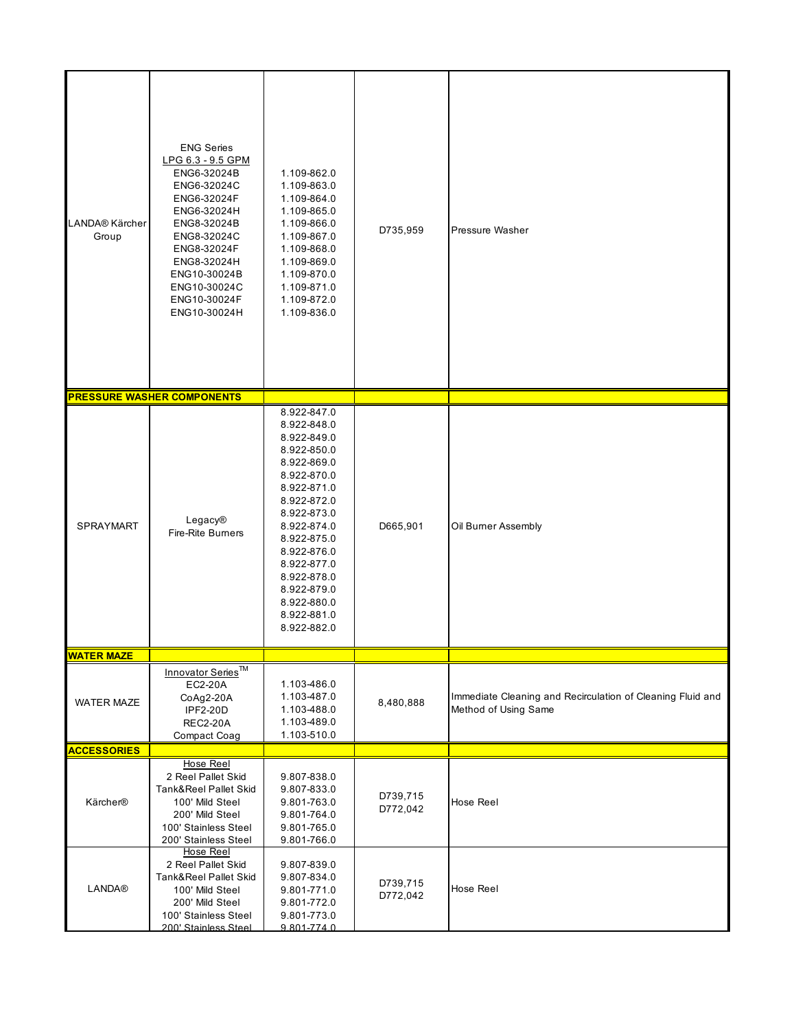| | | | | |
|---|---|---|---|---|
| LANDA® Kärcher Group | ENG Series<br>LPG 6.3 - 9.5 GPM<br>ENG6-32024B<br>ENG6-32024C<br>ENG6-32024F<br>ENG6-32024H<br>ENG8-32024B<br>ENG8-32024C<br>ENG8-32024F<br>ENG8-32024H<br>ENG10-30024B<br>ENG10-30024C<br>ENG10-30024F<br>ENG10-30024H | 1.109-862.0<br>1.109-863.0<br>1.109-864.0<br>1.109-865.0<br>1.109-866.0<br>1.109-867.0<br>1.109-868.0<br>1.109-869.0<br>1.109-870.0<br>1.109-871.0<br>1.109-872.0<br>1.109-836.0 | D735,959 | Pressure Washer |
| **PRESSURE WASHER COMPONENTS** | | | | |
| SPRAYMART | Legacy®<br>Fire-Rite Burners | 8.922-847.0<br>8.922-848.0<br>8.922-849.0<br>8.922-850.0<br>8.922-869.0<br>8.922-870.0<br>8.922-871.0<br>8.922-872.0<br>8.922-873.0<br>8.922-874.0<br>8.922-875.0<br>8.922-876.0<br>8.922-877.0<br>8.922-878.0<br>8.922-879.0<br>8.922-880.0<br>8.922-881.0<br>8.922-882.0 | D665,901 | Oil Burner Assembly |
| **WATER MAZE** | | | | |
| WATER MAZE | Innovator Series™<br>EC2-20A<br>CoAg2-20A<br>IPF2-20D<br>REC2-20A<br>Compact Coag | 1.103-486.0<br>1.103-487.0<br>1.103-488.0<br>1.103-489.0<br>1.103-510.0 | 8,480,888 | Immediate Cleaning and Recirculation of Cleaning Fluid and Method of Using Same |
| **ACCESSORIES** | | | | |
| Kärcher® | Hose Reel<br>2 Reel Pallet Skid<br>Tank&Reel Pallet Skid<br>100' Mild Steel<br>200' Mild Steel<br>100' Stainless Steel<br>200' Stainless Steel | 9.807-838.0<br>9.807-833.0<br>9.801-763.0<br>9.801-764.0<br>9.801-765.0<br>9.801-766.0 | D739,715<br>D772,042 | Hose Reel |
| LANDA® | Hose Reel<br>2 Reel Pallet Skid<br>Tank&Reel Pallet Skid<br>100' Mild Steel<br>200' Mild Steel<br>100' Stainless Steel<br>200' Stainless Steel | 9.807-839.0<br>9.807-834.0<br>9.801-771.0<br>9.801-772.0<br>9.801-773.0<br>9.801-774.0 | D739,715<br>D772,042 | Hose Reel |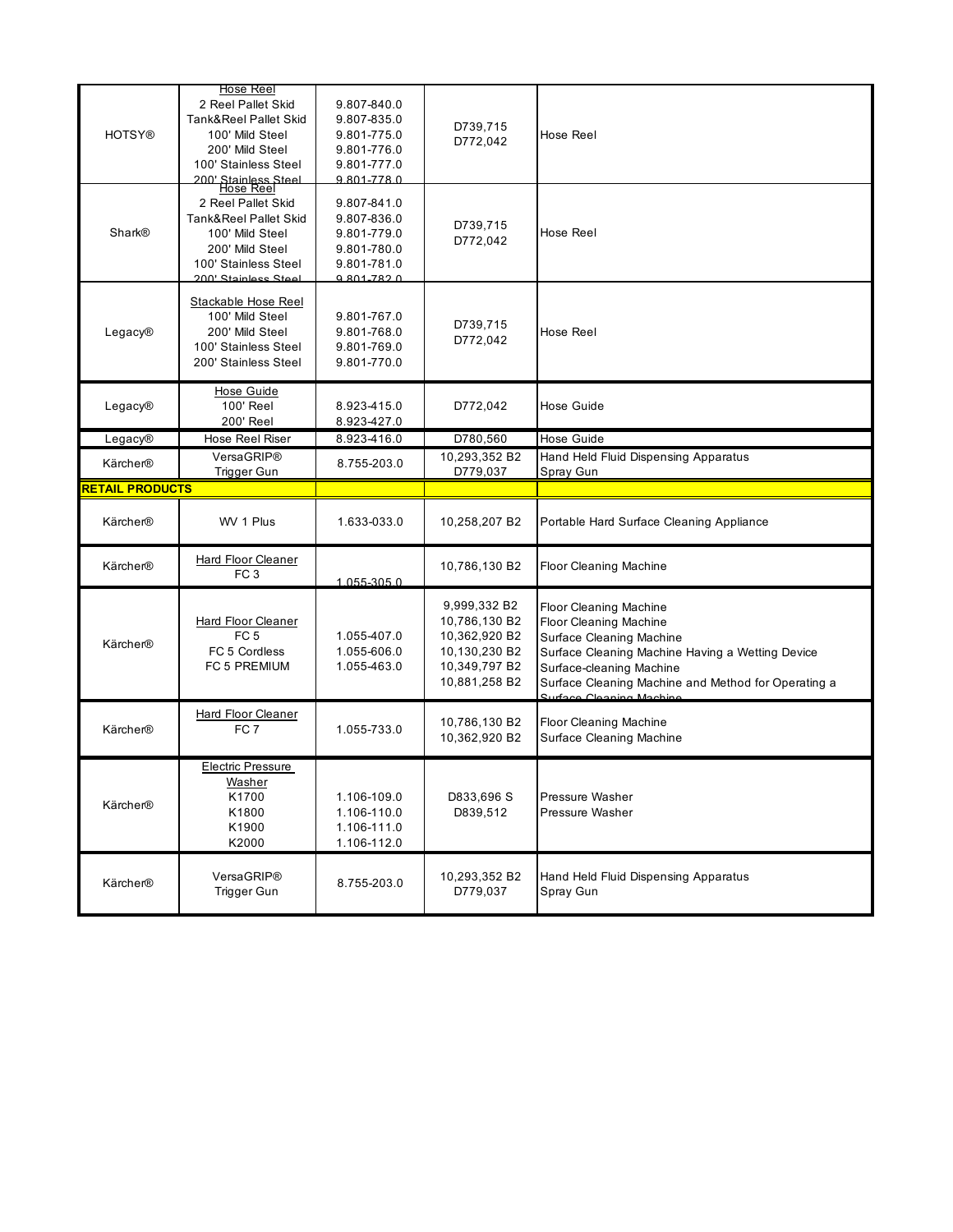| | | | | |
|---|---|---|---|---|
| HOTSY® | Hose Reel<br>2 Reel Pallet Skid<br>Tank&Reel Pallet Skid<br>100' Mild Steel<br>200' Mild Steel<br>100' Stainless Steel<br>200' Stainless Steel | 9.807-840.0<br>9.807-835.0<br>9.801-775.0<br>9.801-776.0<br>9.801-777.0<br>9.801-778.0 | D739,715<br>D772,042 | Hose Reel |
| Shark® | Hose Reel<br>2 Reel Pallet Skid<br>Tank&Reel Pallet Skid<br>100' Mild Steel<br>200' Mild Steel<br>100' Stainless Steel<br>200' Stainless Steel | 9.807-841.0<br>9.807-836.0<br>9.801-779.0<br>9.801-780.0<br>9.801-781.0<br>9.801-782.0 | D739,715<br>D772,042 | Hose Reel |
| Legacy® | Stackable Hose Reel<br>100' Mild Steel<br>200' Mild Steel<br>100' Stainless Steel<br>200' Stainless Steel | 9.801-767.0<br>9.801-768.0<br>9.801-769.0<br>9.801-770.0 | D739,715<br>D772,042 | Hose Reel |
| Legacy® | Hose Guide<br>100' Reel<br>200' Reel | 8.923-415.0<br>8.923-427.0 | D772,042 | Hose Guide |
| Legacy® | Hose Reel Riser | 8.923-416.0 | D780,560 | Hose Guide |
| Kärcher® | VersaGRIP®<br>Trigger Gun | 8.755-203.0 | 10,293,352 B2<br>D779,037 | Hand Held Fluid Dispensing Apparatus<br>Spray Gun |
| **RETAIL PRODUCTS** | | | | |
| Kärcher® | WV 1 Plus | 1.633-033.0 | 10,258,207 B2 | Portable Hard Surface Cleaning Appliance |
| Kärcher® | Hard Floor Cleaner<br>FC 3 | 1.055-305.0 | 10,786,130 B2 | Floor Cleaning Machine |
| Kärcher® | Hard Floor Cleaner<br>FC 5<br>FC 5 Cordless<br>FC 5 PREMIUM | 1.055-407.0<br>1.055-606.0<br>1.055-463.0 | 9,999,332 B2<br>10,786,130 B2<br>10,362,920 B2<br>10,130,230 B2<br>10,349,797 B2<br>10,881,258 B2 | Floor Cleaning Machine<br>Floor Cleaning Machine<br>Surface Cleaning Machine<br>Surface Cleaning Machine Having a Wetting Device<br>Surface-cleaning Machine<br>Surface Cleaning Machine and Method for Operating a Surface Cleaning Machine |
| Kärcher® | Hard Floor Cleaner<br>FC 7 | 1.055-733.0 | 10,786,130 B2<br>10,362,920 B2 | Floor Cleaning Machine<br>Surface Cleaning Machine |
| Kärcher® | Electric Pressure Washer<br>K1700<br>K1800<br>K1900<br>K2000 | 1.106-109.0<br>1.106-110.0<br>1.106-111.0<br>1.106-112.0 | D833,696 S<br>D839,512 | Pressure Washer<br>Pressure Washer |
| Kärcher® | VersaGRIP®<br>Trigger Gun | 8.755-203.0 | 10,293,352 B2<br>D779,037 | Hand Held Fluid Dispensing Apparatus<br>Spray Gun |